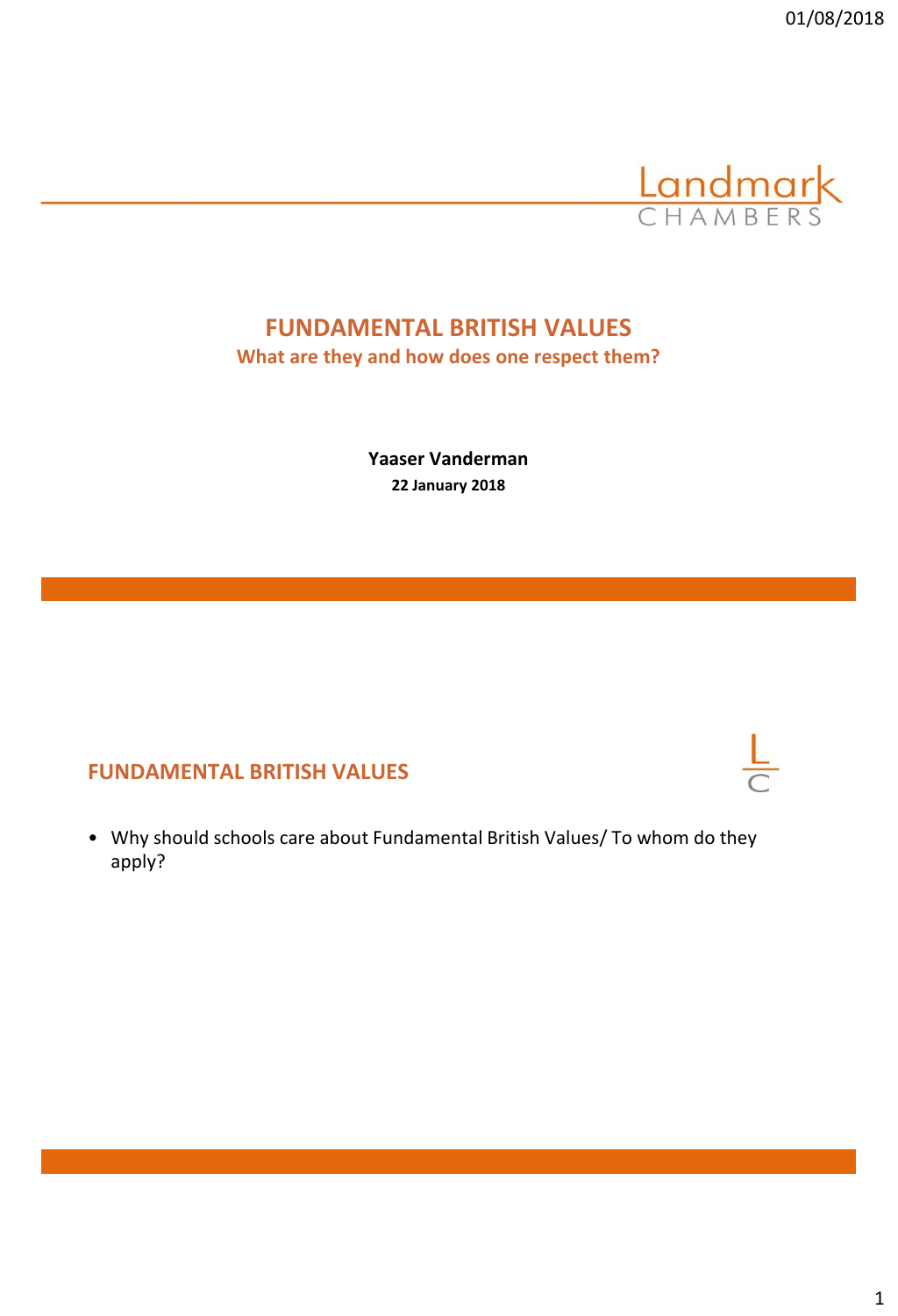Landmark CHAMBERS

# FUNDAMENTAL BRITISH VALUES

## What are they and how does one respect them?

**Yaaser Vanderman**

**22 January 2018**

## FUNDAMENTAL BRITISH VALUES

- Why should schools care about Fundamental British Values/ To whom do they apply?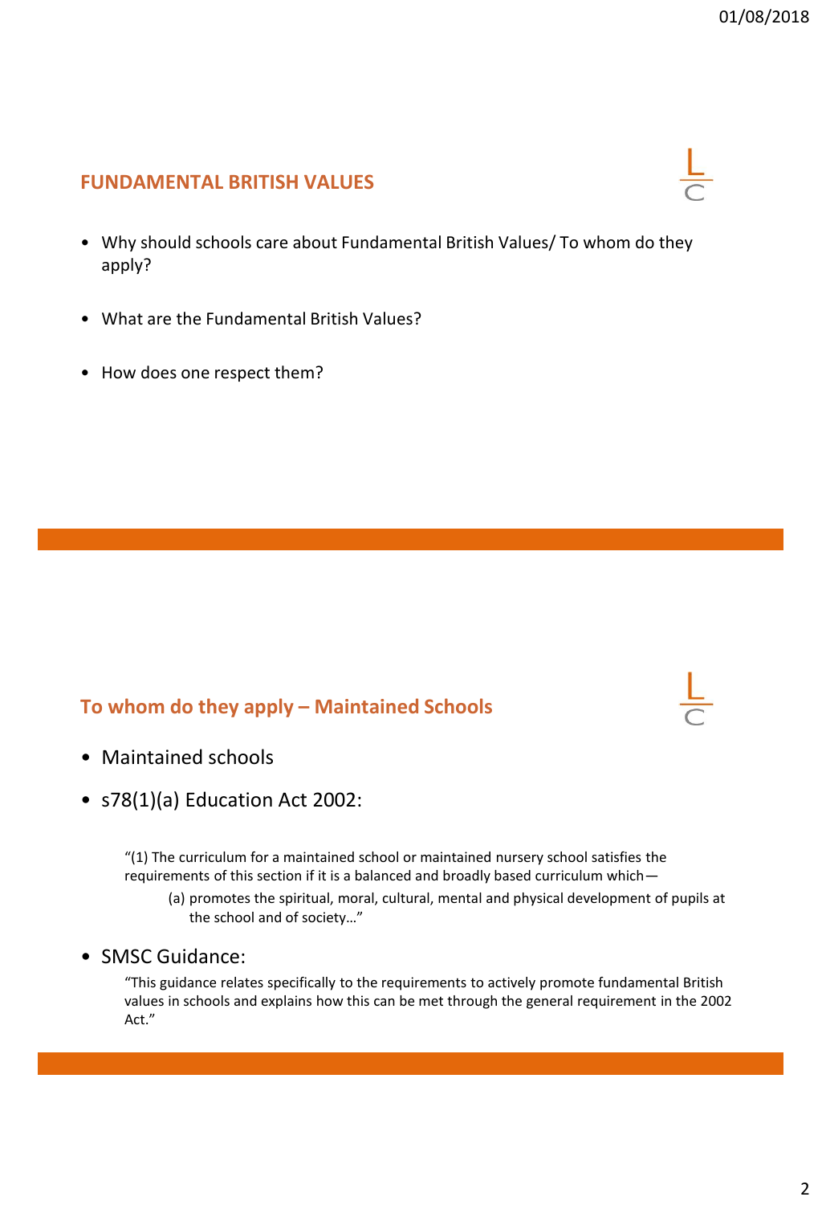## FUNDAMENTAL BRITISH VALUES

- Why should schools care about Fundamental British Values/ To whom do they apply?
- What are the Fundamental British Values?
- How does one respect them?

## To whom do they apply – Maintained Schools

- Maintained schools
- s78(1)(a) Education Act 2002:

> "(1) The curriculum for a maintained school or maintained nursery school satisfies the requirements of this section if it is a balanced and broadly based curriculum which—
>
> (a) promotes the spiritual, moral, cultural, mental and physical development of pupils at the school and of society…"

- SMSC Guidance:

> "This guidance relates specifically to the requirements to actively promote fundamental British values in schools and explains how this can be met through the general requirement in the 2002 Act."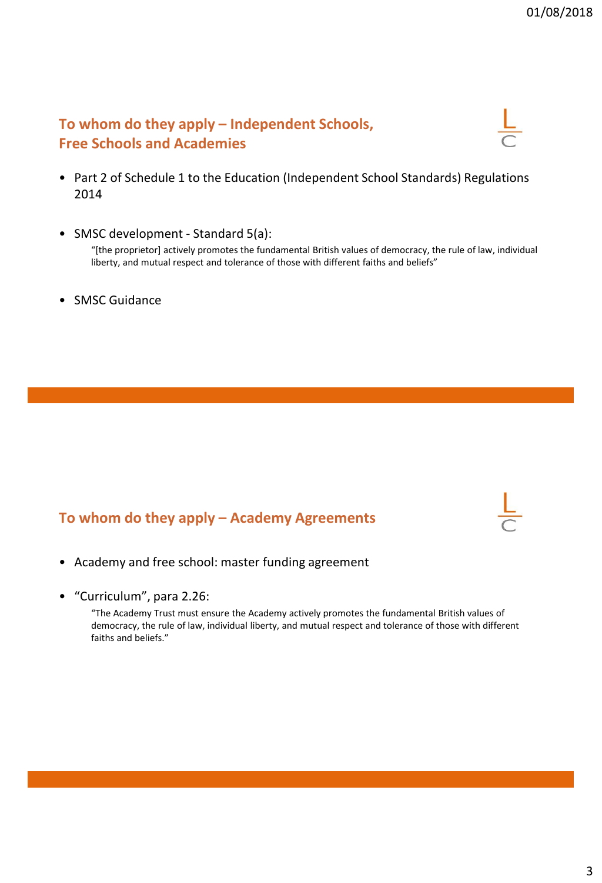## To whom do they apply – Independent Schools, Free Schools and Academies

- Part 2 of Schedule 1 to the Education (Independent School Standards) Regulations 2014
- SMSC development - Standard 5(a):

  "[the proprietor] actively promotes the fundamental British values of democracy, the rule of law, individual liberty, and mutual respect and tolerance of those with different faiths and beliefs"

- SMSC Guidance

## To whom do they apply – Academy Agreements

- Academy and free school: master funding agreement
- "Curriculum", para 2.26:

  "The Academy Trust must ensure the Academy actively promotes the fundamental British values of democracy, the rule of law, individual liberty, and mutual respect and tolerance of those with different faiths and beliefs."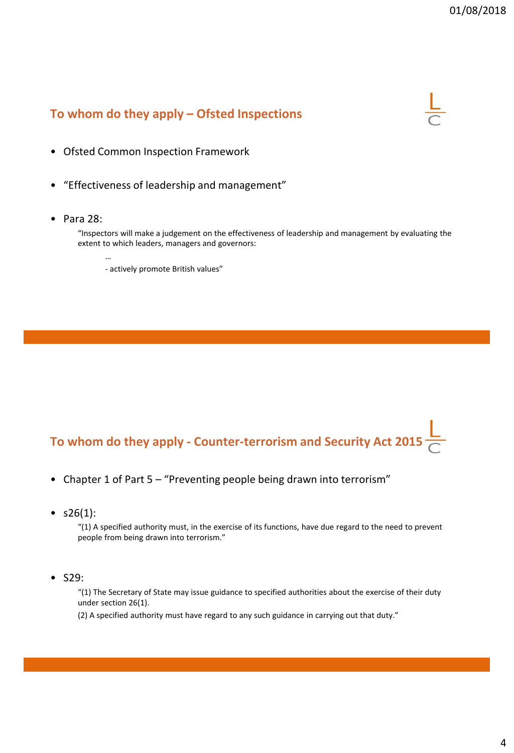## To whom do they apply – Ofsted Inspections

- Ofsted Common Inspection Framework
- "Effectiveness of leadership and management"
- Para 28:

  "Inspectors will make a judgement on the effectiveness of leadership and management by evaluating the extent to which leaders, managers and governors:

  …

  - actively promote British values"

## To whom do they apply - Counter-terrorism and Security Act 2015

- Chapter 1 of Part 5 – "Preventing people being drawn into terrorism"
- s26(1):

  "(1) A specified authority must, in the exercise of its functions, have due regard to the need to prevent people from being drawn into terrorism."

- S29:

  "(1) The Secretary of State may issue guidance to specified authorities about the exercise of their duty under section 26(1).

  (2) A specified authority must have regard to any such guidance in carrying out that duty."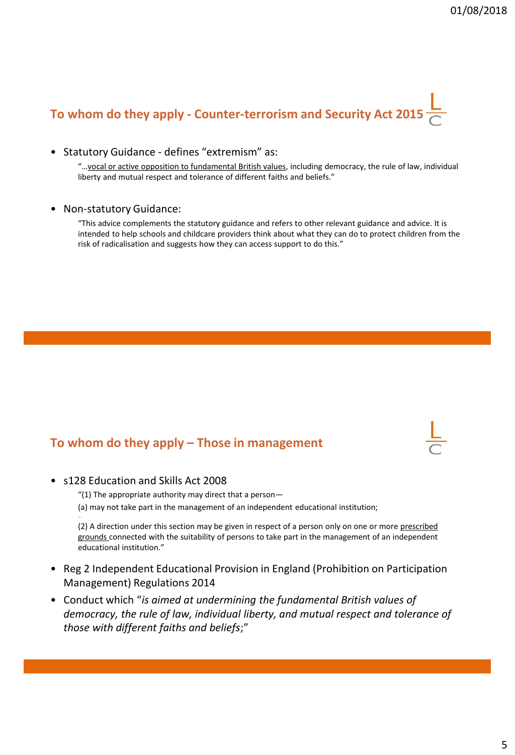## To whom do they apply - Counter-terrorism and Security Act 2015

- Statutory Guidance - defines "extremism" as:

  "…vocal or active opposition to fundamental British values, including democracy, the rule of law, individual liberty and mutual respect and tolerance of different faiths and beliefs."

- Non-statutory Guidance:

  "This advice complements the statutory guidance and refers to other relevant guidance and advice. It is intended to help schools and childcare providers think about what they can do to protect children from the risk of radicalisation and suggests how they can access support to do this."

## To whom do they apply – Those in management

- s128 Education and Skills Act 2008

  "(1) The appropriate authority may direct that a person—

  (a) may not take part in the management of an independent educational institution;

  …

  (2) A direction under this section may be given in respect of a person only on one or more prescribed grounds connected with the suitability of persons to take part in the management of an independent educational institution."

- Reg 2 Independent Educational Provision in England (Prohibition on Participation Management) Regulations 2014
- Conduct which "*is aimed at undermining the fundamental British values of democracy, the rule of law, individual liberty, and mutual respect and tolerance of those with different faiths and beliefs*;"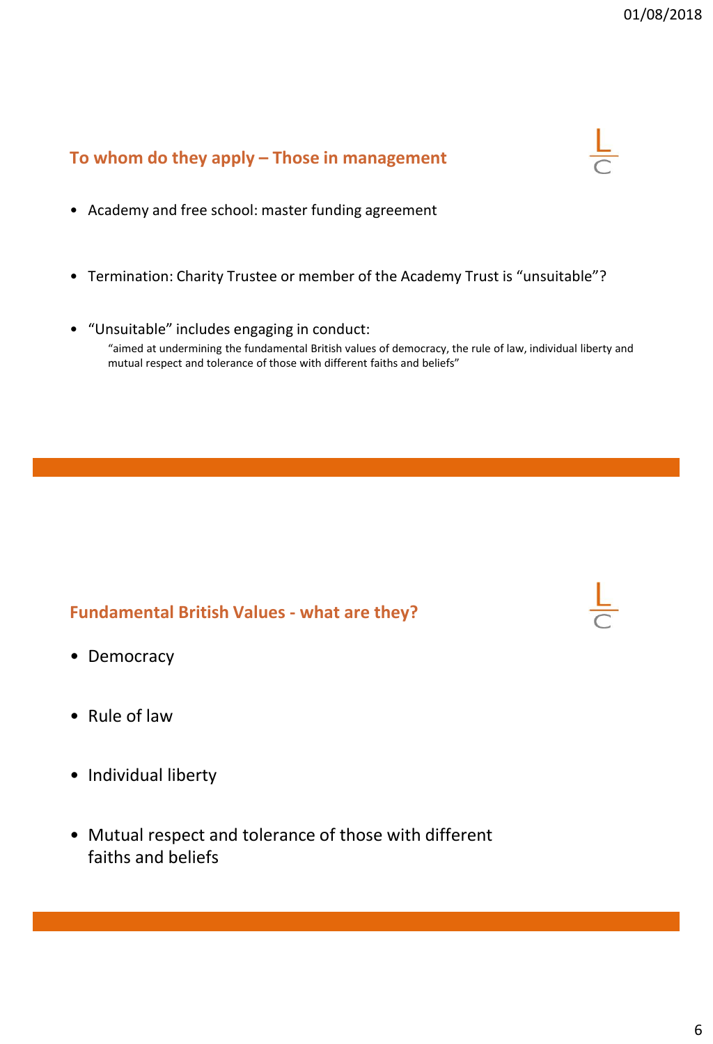## To whom do they apply – Those in management

- Academy and free school: master funding agreement
- Termination: Charity Trustee or member of the Academy Trust is "unsuitable"?
- "Unsuitable" includes engaging in conduct:
  "aimed at undermining the fundamental British values of democracy, the rule of law, individual liberty and mutual respect and tolerance of those with different faiths and beliefs"

## Fundamental British Values - what are they?

- Democracy
- Rule of law
- Individual liberty
- Mutual respect and tolerance of those with different faiths and beliefs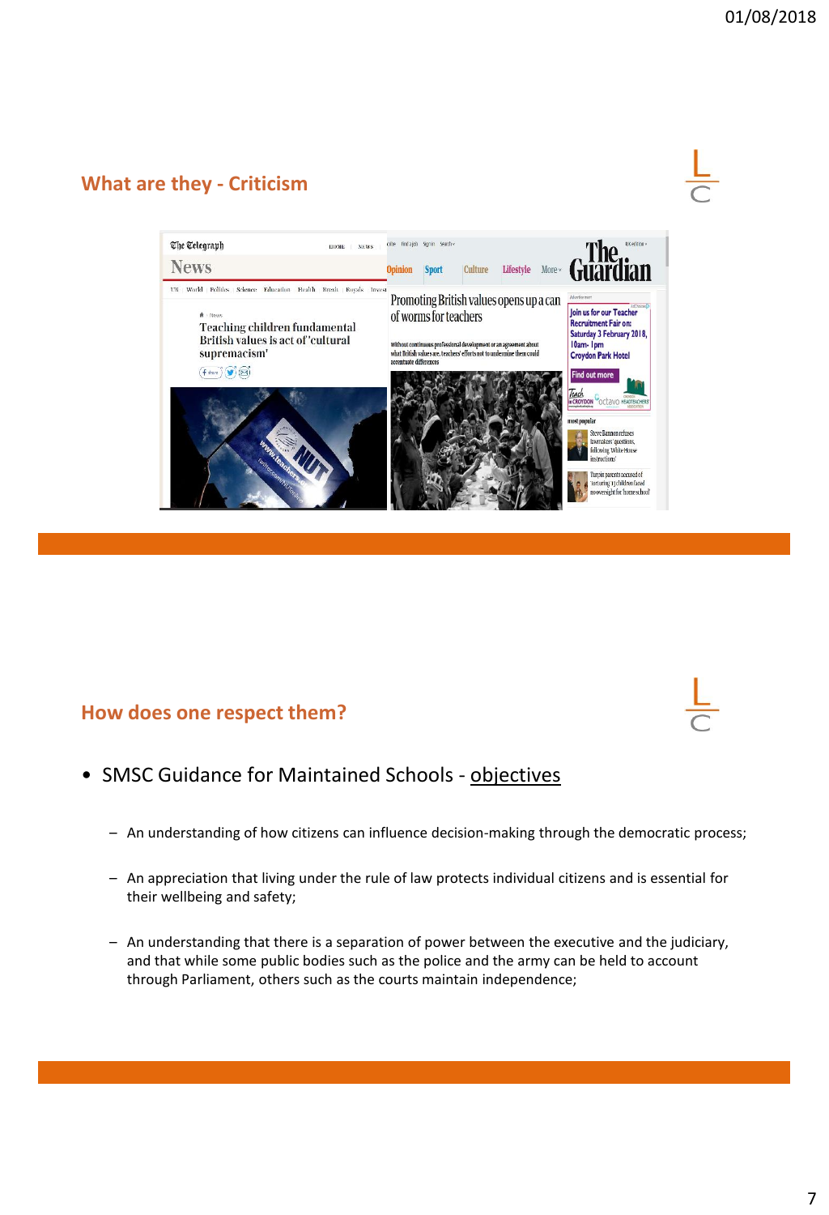## What are they - Criticism

## How does one respect them?

- SMSC Guidance for Maintained Schools - objectives
  - An understanding of how citizens can influence decision-making through the democratic process;
  - An appreciation that living under the rule of law protects individual citizens and is essential for their wellbeing and safety;
  - An understanding that there is a separation of power between the executive and the judiciary, and that while some public bodies such as the police and the army can be held to account through Parliament, others such as the courts maintain independence;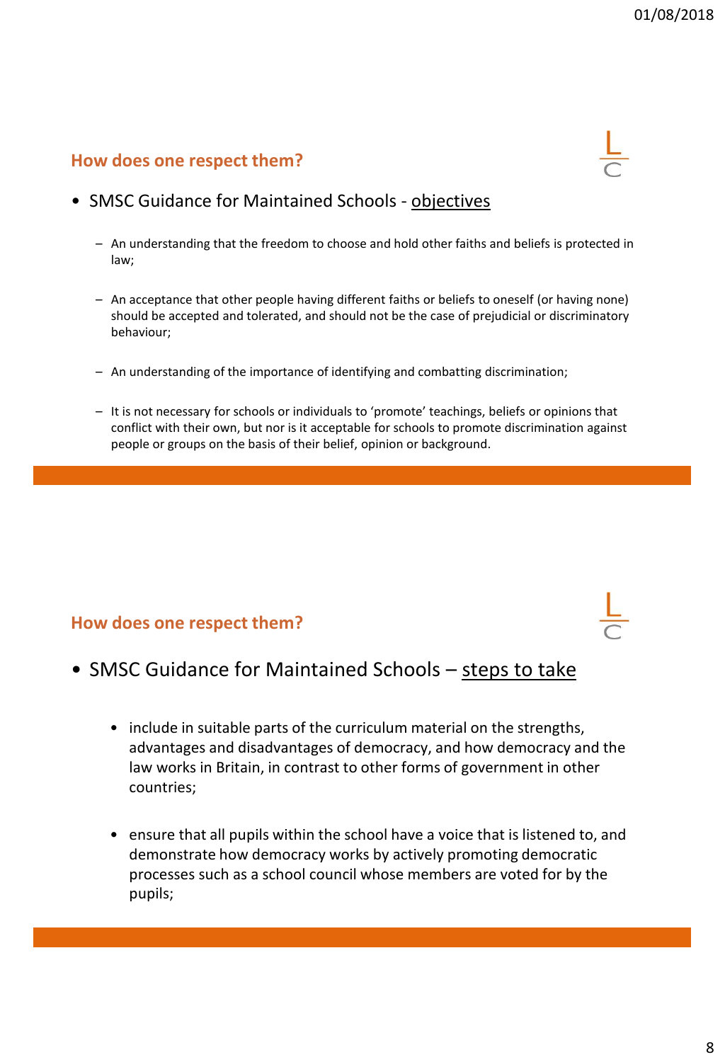## How does one respect them?

- SMSC Guidance for Maintained Schools - objectives
  - An understanding that the freedom to choose and hold other faiths and beliefs is protected in law;
  - An acceptance that other people having different faiths or beliefs to oneself (or having none) should be accepted and tolerated, and should not be the case of prejudicial or discriminatory behaviour;
  - An understanding of the importance of identifying and combatting discrimination;
  - It is not necessary for schools or individuals to 'promote' teachings, beliefs or opinions that conflict with their own, but nor is it acceptable for schools to promote discrimination against people or groups on the basis of their belief, opinion or background.

## How does one respect them?

- SMSC Guidance for Maintained Schools – steps to take
  - include in suitable parts of the curriculum material on the strengths, advantages and disadvantages of democracy, and how democracy and the law works in Britain, in contrast to other forms of government in other countries;
  - ensure that all pupils within the school have a voice that is listened to, and demonstrate how democracy works by actively promoting democratic processes such as a school council whose members are voted for by the pupils;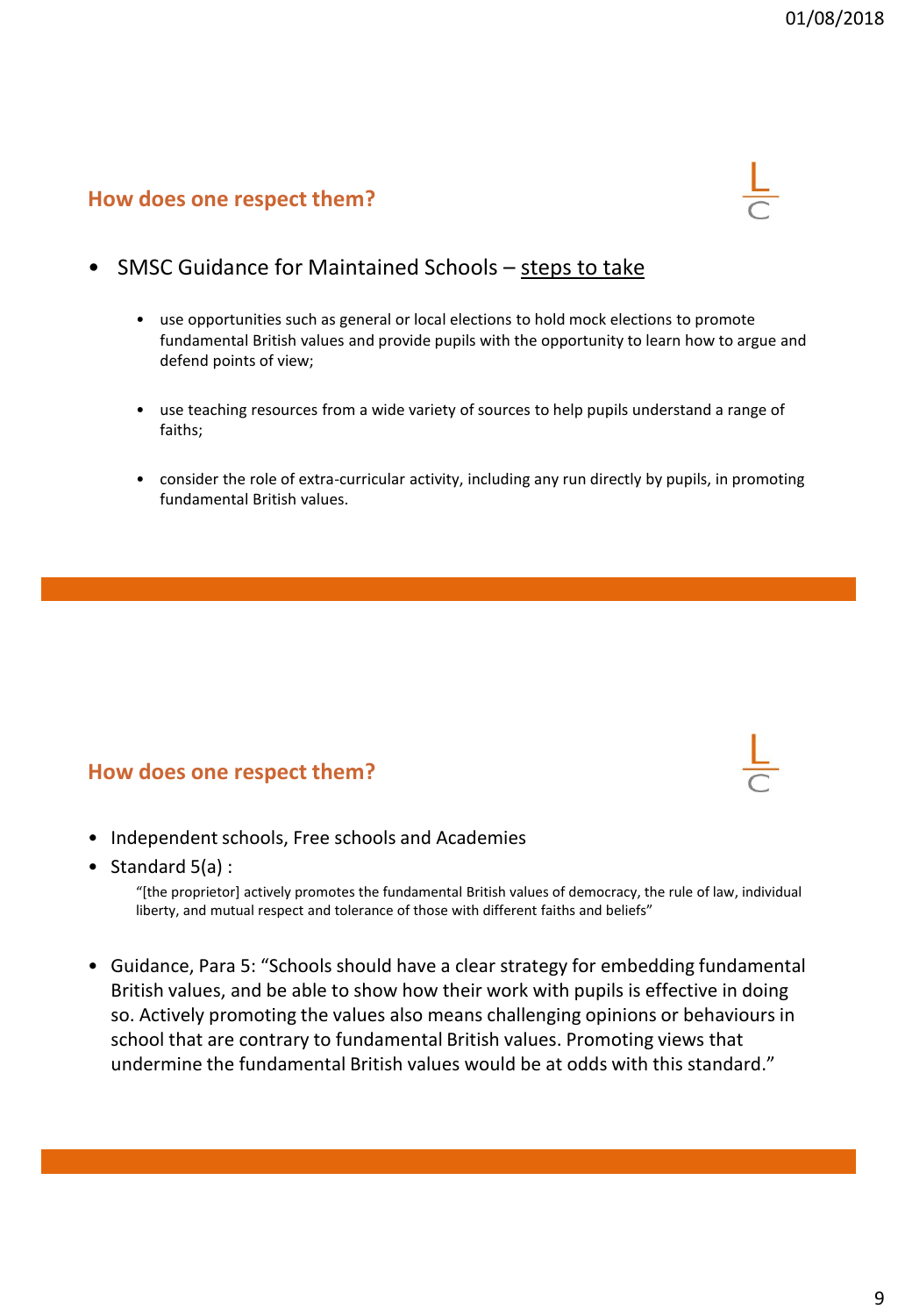## How does one respect them?

- SMSC Guidance for Maintained Schools – steps to take
  - use opportunities such as general or local elections to hold mock elections to promote fundamental British values and provide pupils with the opportunity to learn how to argue and defend points of view;
  - use teaching resources from a wide variety of sources to help pupils understand a range of faiths;
  - consider the role of extra-curricular activity, including any run directly by pupils, in promoting fundamental British values.

## How does one respect them?

- Independent schools, Free schools and Academies
- Standard 5(a) :

  "[the proprietor] actively promotes the fundamental British values of democracy, the rule of law, individual liberty, and mutual respect and tolerance of those with different faiths and beliefs"

- Guidance, Para 5: "Schools should have a clear strategy for embedding fundamental British values, and be able to show how their work with pupils is effective in doing so. Actively promoting the values also means challenging opinions or behaviours in school that are contrary to fundamental British values. Promoting views that undermine the fundamental British values would be at odds with this standard."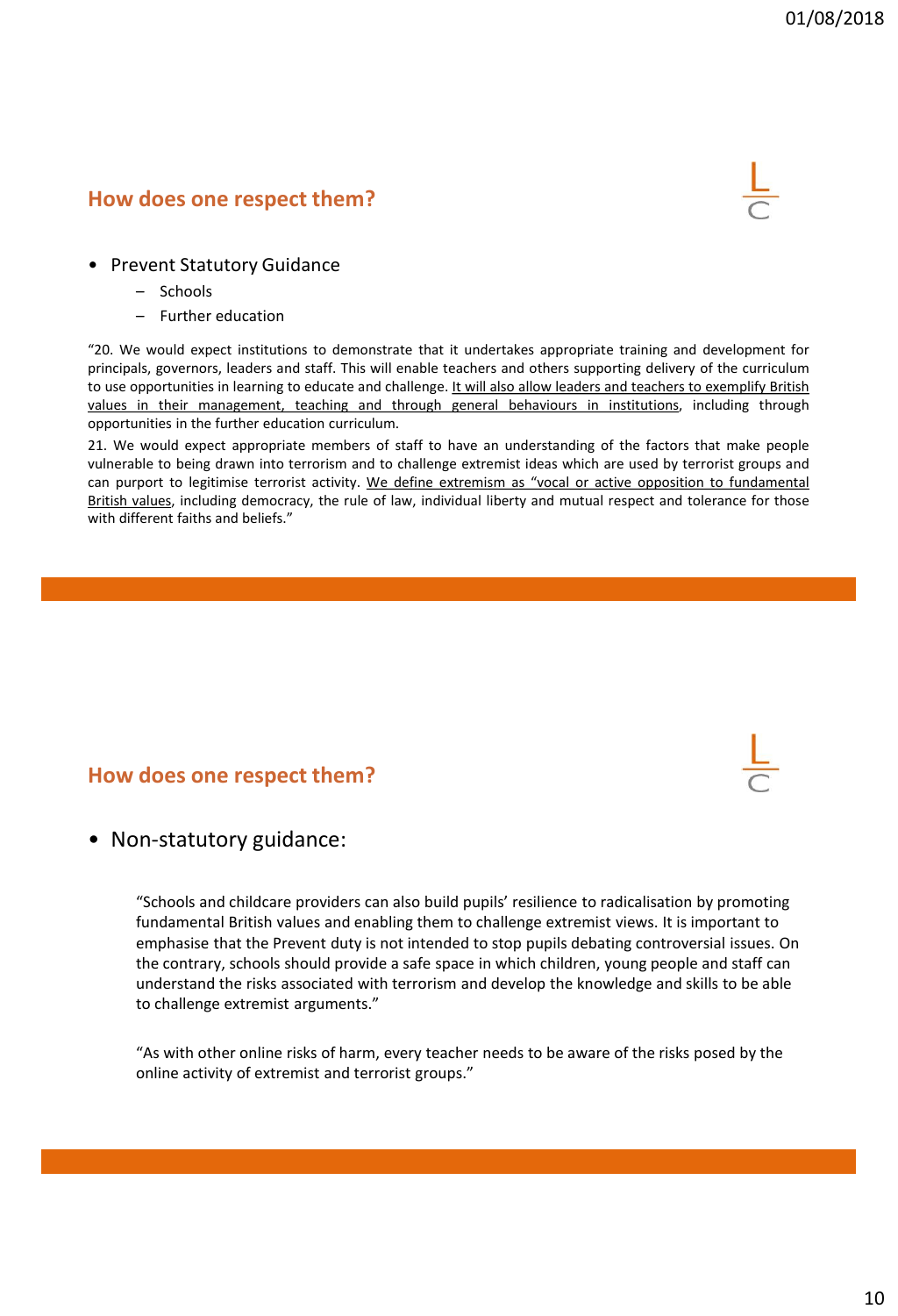## How does one respect them?

- Prevent Statutory Guidance
  - Schools
  - Further education

"20. We would expect institutions to demonstrate that it undertakes appropriate training and development for principals, governors, leaders and staff. This will enable teachers and others supporting delivery of the curriculum to use opportunities in learning to educate and challenge. <u>It will also allow leaders and teachers to exemplify British values in their management, teaching and through general behaviours in institutions</u>, including through opportunities in the further education curriculum.

21. We would expect appropriate members of staff to have an understanding of the factors that make people vulnerable to being drawn into terrorism and to challenge extremist ideas which are used by terrorist groups and can purport to legitimise terrorist activity. <u>We define extremism as "vocal or active opposition to fundamental British values</u>, including democracy, the rule of law, individual liberty and mutual respect and tolerance for those with different faiths and beliefs."

## How does one respect them?

- Non-statutory guidance:

"Schools and childcare providers can also build pupils' resilience to radicalisation by promoting fundamental British values and enabling them to challenge extremist views. It is important to emphasise that the Prevent duty is not intended to stop pupils debating controversial issues. On the contrary, schools should provide a safe space in which children, young people and staff can understand the risks associated with terrorism and develop the knowledge and skills to be able to challenge extremist arguments."

"As with other online risks of harm, every teacher needs to be aware of the risks posed by the online activity of extremist and terrorist groups."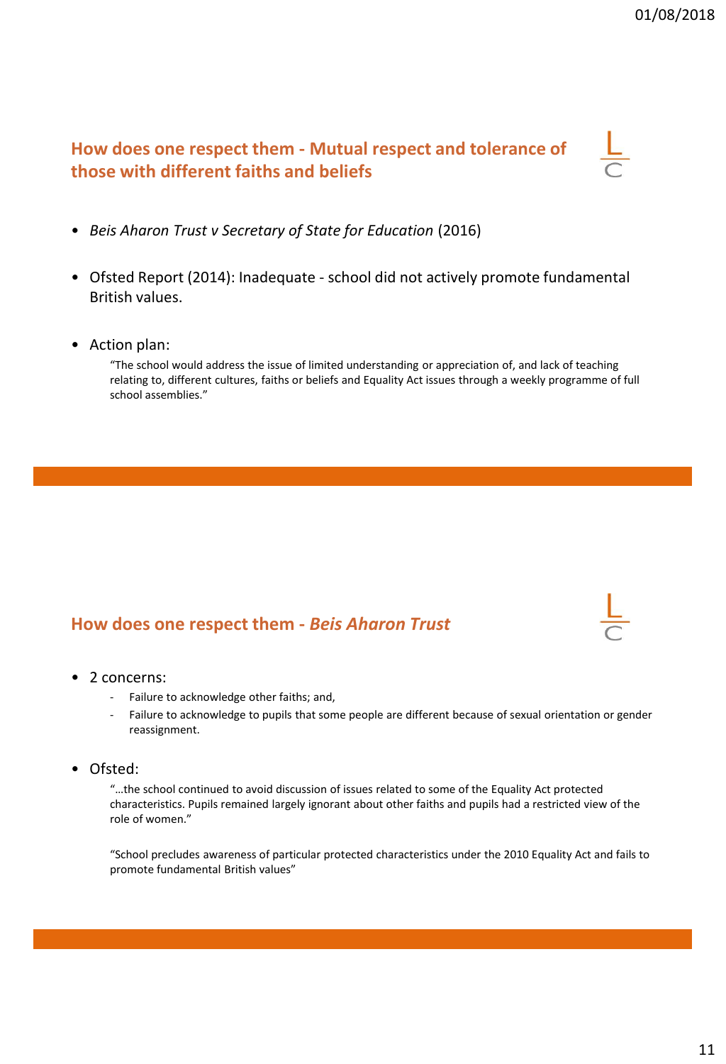## How does one respect them - Mutual respect and tolerance of those with different faiths and beliefs

- *Beis Aharon Trust v Secretary of State for Education* (2016)

- Ofsted Report (2014): Inadequate - school did not actively promote fundamental British values.

- Action plan:

  "The school would address the issue of limited understanding or appreciation of, and lack of teaching relating to, different cultures, faiths or beliefs and Equality Act issues through a weekly programme of full school assemblies."

## How does one respect them - *Beis Aharon Trust*

- 2 concerns:
  - Failure to acknowledge other faiths; and,
  - Failure to acknowledge to pupils that some people are different because of sexual orientation or gender reassignment.

- Ofsted:

  "…the school continued to avoid discussion of issues related to some of the Equality Act protected characteristics. Pupils remained largely ignorant about other faiths and pupils had a restricted view of the role of women."

  "School precludes awareness of particular protected characteristics under the 2010 Equality Act and fails to promote fundamental British values"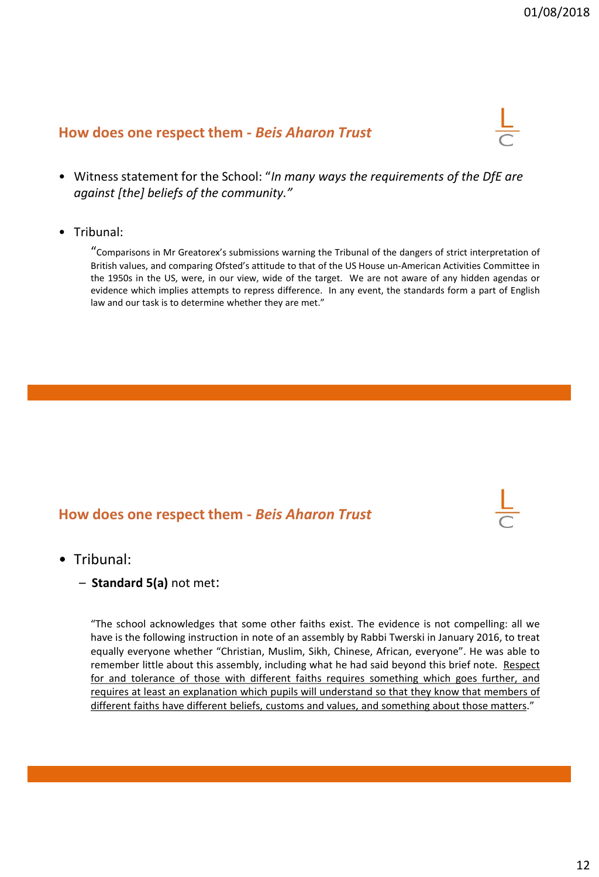## How does one respect them - *Beis Aharon Trust*

- Witness statement for the School: "*In many ways the requirements of the DfE are against [the] beliefs of the community.*"
- Tribunal:

  "Comparisons in Mr Greatorex's submissions warning the Tribunal of the dangers of strict interpretation of British values, and comparing Ofsted's attitude to that of the US House un-American Activities Committee in the 1950s in the US, were, in our view, wide of the target. We are not aware of any hidden agendas or evidence which implies attempts to repress difference. In any event, the standards form a part of English law and our task is to determine whether they are met."

## How does one respect them - *Beis Aharon Trust*

- Tribunal:
  - **Standard 5(a)** not met:

  "The school acknowledges that some other faiths exist. The evidence is not compelling: all we have is the following instruction in note of an assembly by Rabbi Twerski in January 2016, to treat equally everyone whether "Christian, Muslim, Sikh, Chinese, African, everyone". He was able to remember little about this assembly, including what he had said beyond this brief note. Respect for and tolerance of those with different faiths requires something which goes further, and requires at least an explanation which pupils will understand so that they know that members of different faiths have different beliefs, customs and values, and something about those matters."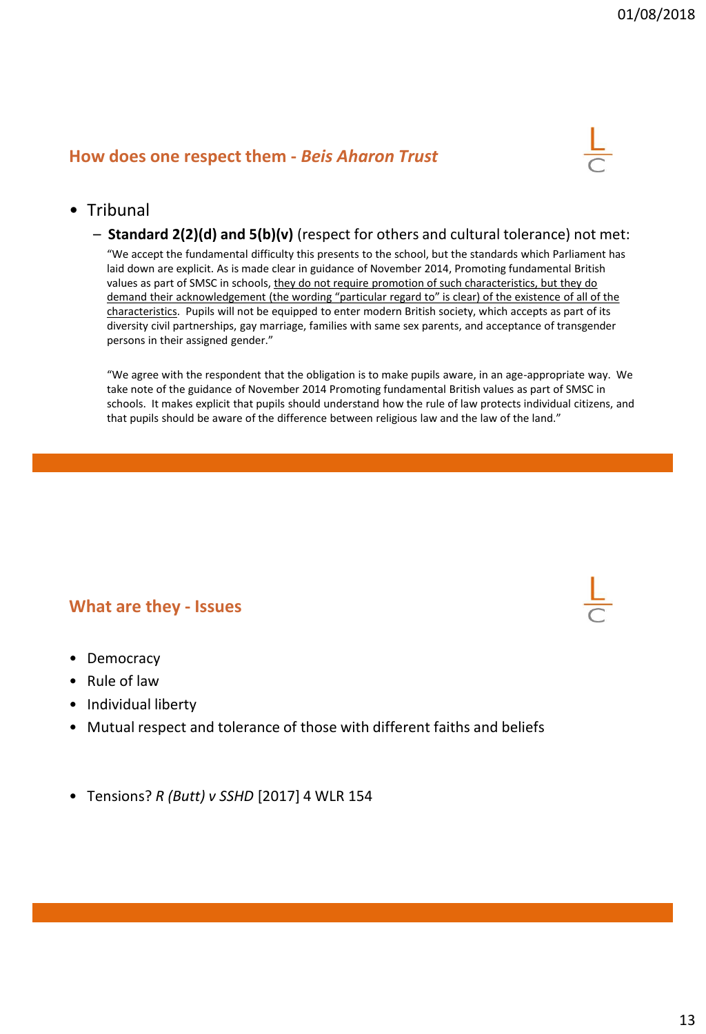## How does one respect them - *Beis Aharon Trust*

- Tribunal
  - **Standard 2(2)(d) and 5(b)(v)** (respect for others and cultural tolerance) not met:

    "We accept the fundamental difficulty this presents to the school, but the standards which Parliament has laid down are explicit. As is made clear in guidance of November 2014, Promoting fundamental British values as part of SMSC in schools, <u>they do not require promotion of such characteristics, but they do demand their acknowledgement (the wording "particular regard to" is clear) of the existence of all of the characteristics</u>. Pupils will not be equipped to enter modern British society, which accepts as part of its diversity civil partnerships, gay marriage, families with same sex parents, and acceptance of transgender persons in their assigned gender."

    "We agree with the respondent that the obligation is to make pupils aware, in an age-appropriate way. We take note of the guidance of November 2014 Promoting fundamental British values as part of SMSC in schools. It makes explicit that pupils should understand how the rule of law protects individual citizens, and that pupils should be aware of the difference between religious law and the law of the land."

## What are they - Issues

- Democracy
- Rule of law
- Individual liberty
- Mutual respect and tolerance of those with different faiths and beliefs

- Tensions? *R (Butt) v SSHD* [2017] 4 WLR 154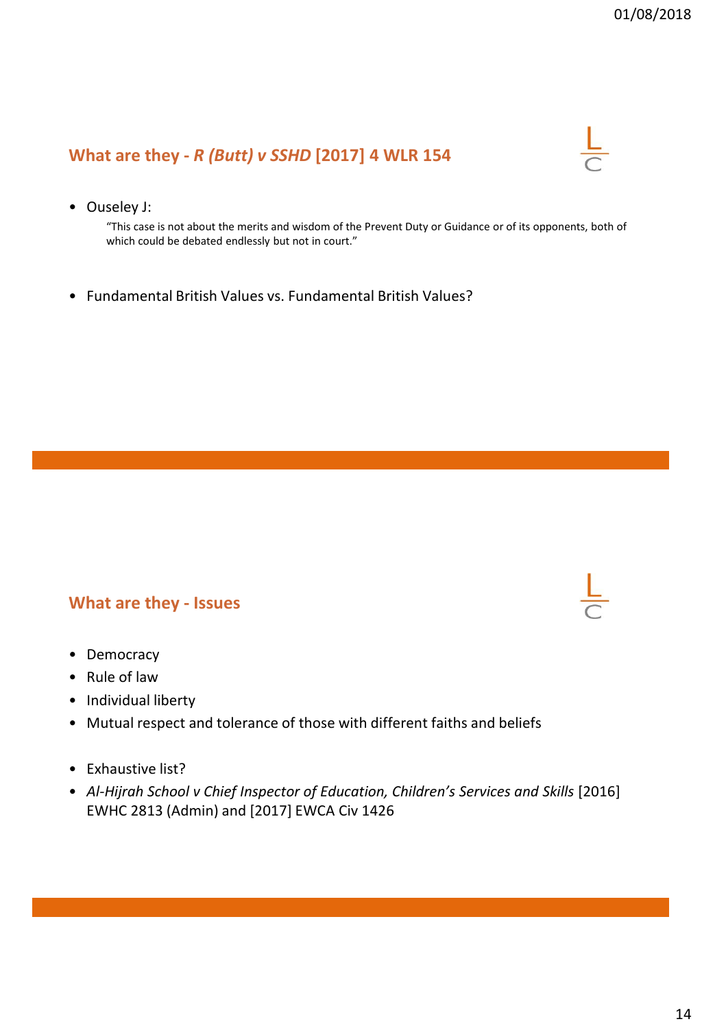## What are they - *R (Butt) v SSHD* [2017] 4 WLR 154

- Ouseley J:

  "This case is not about the merits and wisdom of the Prevent Duty or Guidance or of its opponents, both of which could be debated endlessly but not in court."

- Fundamental British Values vs. Fundamental British Values?

## What are they - Issues

- Democracy
- Rule of law
- Individual liberty
- Mutual respect and tolerance of those with different faiths and beliefs

- Exhaustive list?
- *Al-Hijrah School v Chief Inspector of Education, Children's Services and Skills* [2016] EWHC 2813 (Admin) and [2017] EWCA Civ 1426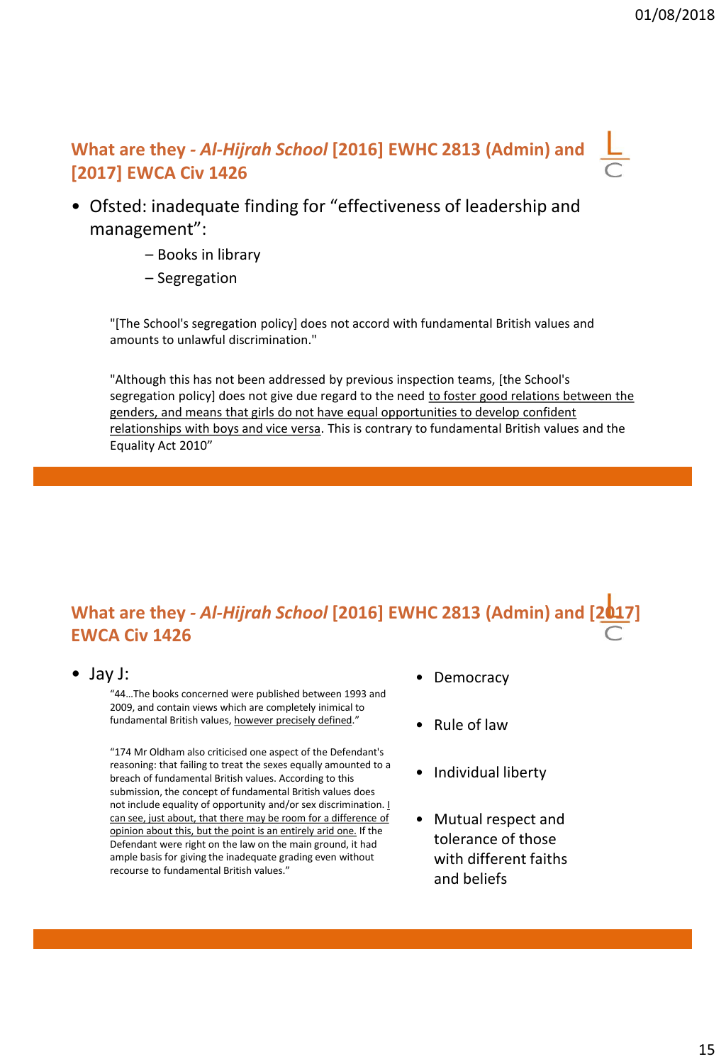## What are they - *Al-Hijrah School* [2016] EWHC 2813 (Admin) and [2017] EWCA Civ 1426

- Ofsted: inadequate finding for "effectiveness of leadership and management":
  - Books in library
  - Segregation

"[The School's segregation policy] does not accord with fundamental British values and amounts to unlawful discrimination."

"Although this has not been addressed by previous inspection teams, [the School's segregation policy] does not give due regard to the need <u>to foster good relations between the genders, and means that girls do not have equal opportunities to develop confident relationships with boys and vice versa</u>. This is contrary to fundamental British values and the Equality Act 2010"

## What are they - *Al-Hijrah School* [2016] EWHC 2813 (Admin) and [2017] EWCA Civ 1426

- Jay J:

"44…The books concerned were published between 1993 and 2009, and contain views which are completely inimical to fundamental British values, <u>however precisely defined</u>."

"174 Mr Oldham also criticised one aspect of the Defendant's reasoning: that failing to treat the sexes equally amounted to a breach of fundamental British values. According to this submission, the concept of fundamental British values does not include equality of opportunity and/or sex discrimination. <u>I can see, just about, that there may be room for a difference of opinion about this, but the point is an entirely arid one.</u> If the Defendant were right on the law on the main ground, it had ample basis for giving the inadequate grading even without recourse to fundamental British values."

- Democracy
- Rule of law
- Individual liberty
- Mutual respect and tolerance of those with different faiths and beliefs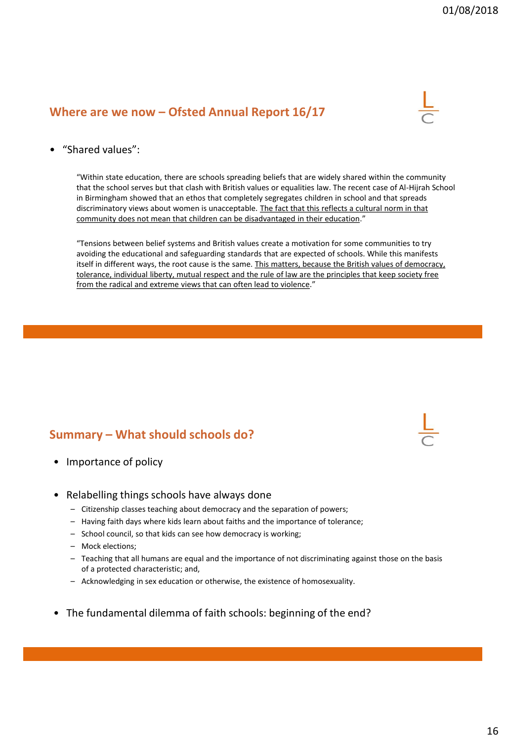## Where are we now – Ofsted Annual Report 16/17

- "Shared values":

> "Within state education, there are schools spreading beliefs that are widely shared within the community that the school serves but that clash with British values or equalities law. The recent case of Al-Hijrah School in Birmingham showed that an ethos that completely segregates children in school and that spreads discriminatory views about women is unacceptable. <u>The fact that this reflects a cultural norm in that community does not mean that children can be disadvantaged in their education</u>."

> "Tensions between belief systems and British values create a motivation for some communities to try avoiding the educational and safeguarding standards that are expected of schools. While this manifests itself in different ways, the root cause is the same. <u>This matters, because the British values of democracy, tolerance, individual liberty, mutual respect and the rule of law are the principles that keep society free from the radical and extreme views that can often lead to violence</u>."

## Summary – What should schools do?

- Importance of policy

- Relabelling things schools have always done
  - Citizenship classes teaching about democracy and the separation of powers;
  - Having faith days where kids learn about faiths and the importance of tolerance;
  - School council, so that kids can see how democracy is working;
  - Mock elections;
  - Teaching that all humans are equal and the importance of not discriminating against those on the basis of a protected characteristic; and,
  - Acknowledging in sex education or otherwise, the existence of homosexuality.

- The fundamental dilemma of faith schools: beginning of the end?